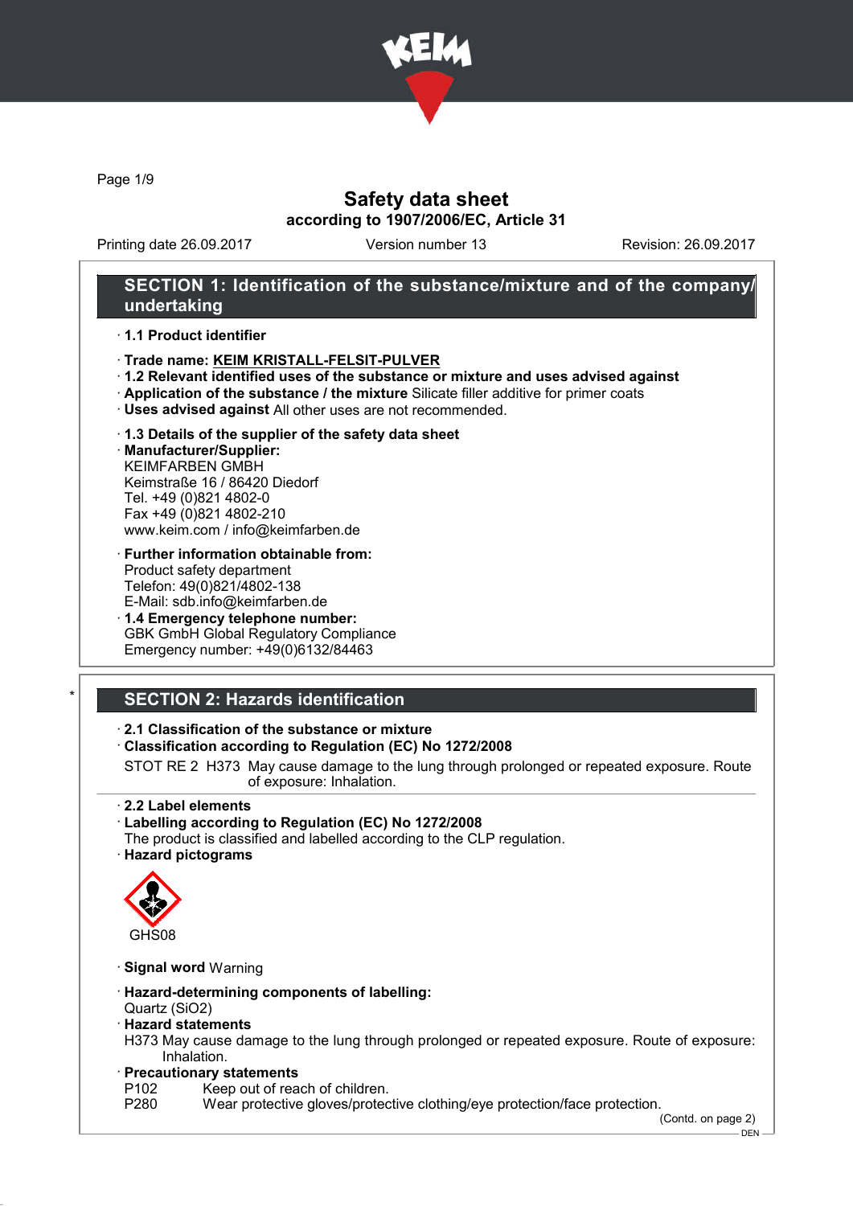# Safety data sheet

**according to 1907/2006/EC, Article 31**

Printing date 26.09.2017 | Version number 13 | Revision: 26.09.2017

## SECTION 1: Identification of the substance/mixture and of the company/undertaking

· **1.1 Product identifier**

· **Trade name: KEIM KRISTALL-FELSIT-PULVER**

· **1.2 Relevant identified uses of the substance or mixture and uses advised against**

· **Application of the substance / the mixture** Silicate filler additive for primer coats

· **Uses advised against** All other uses are not recommended.

· **1.3 Details of the supplier of the safety data sheet**

· **Manufacturer/Supplier:**
KEIMFARBEN GMBH
Keimstraße 16 / 86420 Diedorf
Tel. +49 (0)821 4802-0
Fax +49 (0)821 4802-210
www.keim.com / info@keimfarben.de

· **Further information obtainable from:**
Product safety department
Telefon: 49(0)821/4802-138
E-Mail: sdb.info@keimfarben.de

· **1.4 Emergency telephone number:**
GBK GmbH Global Regulatory Compliance
Emergency number: +49(0)6132/84463

## * SECTION 2: Hazards identification

· **2.1 Classification of the substance or mixture**

· **Classification according to Regulation (EC) No 1272/2008**

STOT RE 2 H373 May cause damage to the lung through prolonged or repeated exposure. Route of exposure: Inhalation.

· **2.2 Label elements**

· **Labelling according to Regulation (EC) No 1272/2008**
The product is classified and labelled according to the CLP regulation.

· **Hazard pictograms**

GHS08

· **Signal word** Warning

· **Hazard-determining components of labelling:**
Quartz ($SiO_2$)

· **Hazard statements**
H373 May cause damage to the lung through prolonged or repeated exposure. Route of exposure: Inhalation.

· **Precautionary statements**
P102 Keep out of reach of children.
P280 Wear protective gloves/protective clothing/eye protection/face protection.

(Contd. on page 2)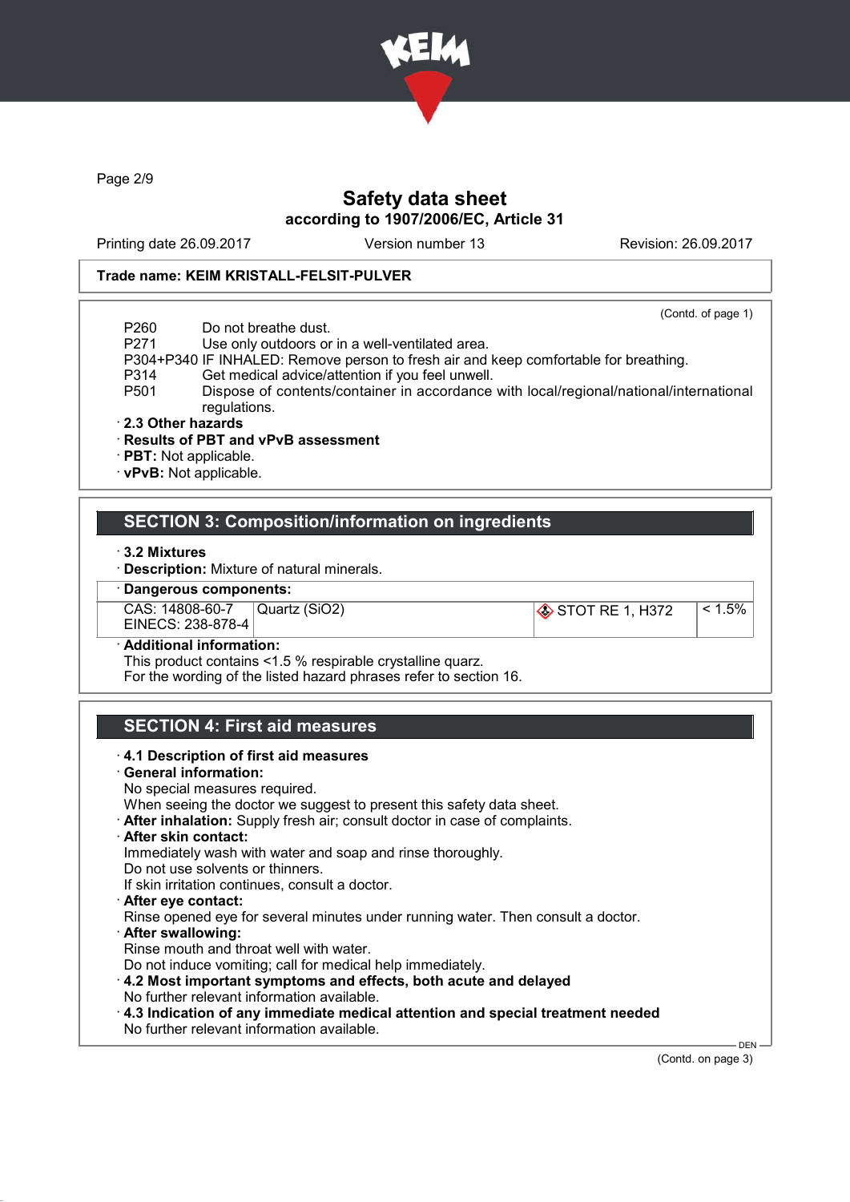Safety data sheet
according to 1907/2006/EC, Article 31

Printing date 26.09.2017 Version number 13 Revision: 26.09.2017

Trade name: KEIM KRISTALL-FELSIT-PULVER

(Contd. of page 1)

P260 Do not breathe dust.
P271 Use only outdoors or in a well-ventilated area.
P304+P340 IF INHALED: Remove person to fresh air and keep comfortable for breathing.
P314 Get medical advice/attention if you feel unwell.
P501 Dispose of contents/container in accordance with local/regional/national/international regulations.

· **2.3 Other hazards**
· **Results of PBT and vPvB assessment**
· **PBT:** Not applicable.
· **vPvB:** Not applicable.

## SECTION 3: Composition/information on ingredients

· **3.2 Mixtures**
· **Description:** Mixture of natural minerals.

· **Dangerous components:**

| | | | |
|---|---|---|---|
| CAS: 14808-60-7<br>EINECS: 238-878-4 | Quartz ($SiO_2$) | STOT RE 1, H372 | < 1.5% |

· **Additional information:**
This product contains <1.5 % respirable crystalline quarz.
For the wording of the listed hazard phrases refer to section 16.

## SECTION 4: First aid measures

· **4.1 Description of first aid measures**
· **General information:**
No special measures required.
When seeing the doctor we suggest to present this safety data sheet.
· **After inhalation:** Supply fresh air; consult doctor in case of complaints.
· **After skin contact:**
Immediately wash with water and soap and rinse thoroughly.
Do not use solvents or thinners.
If skin irritation continues, consult a doctor.
· **After eye contact:**
Rinse opened eye for several minutes under running water. Then consult a doctor.
· **After swallowing:**
Rinse mouth and throat well with water.
Do not induce vomiting; call for medical help immediately.
· **4.2 Most important symptoms and effects, both acute and delayed**
No further relevant information available.
· **4.3 Indication of any immediate medical attention and special treatment needed**
No further relevant information available.

(Contd. on page 3)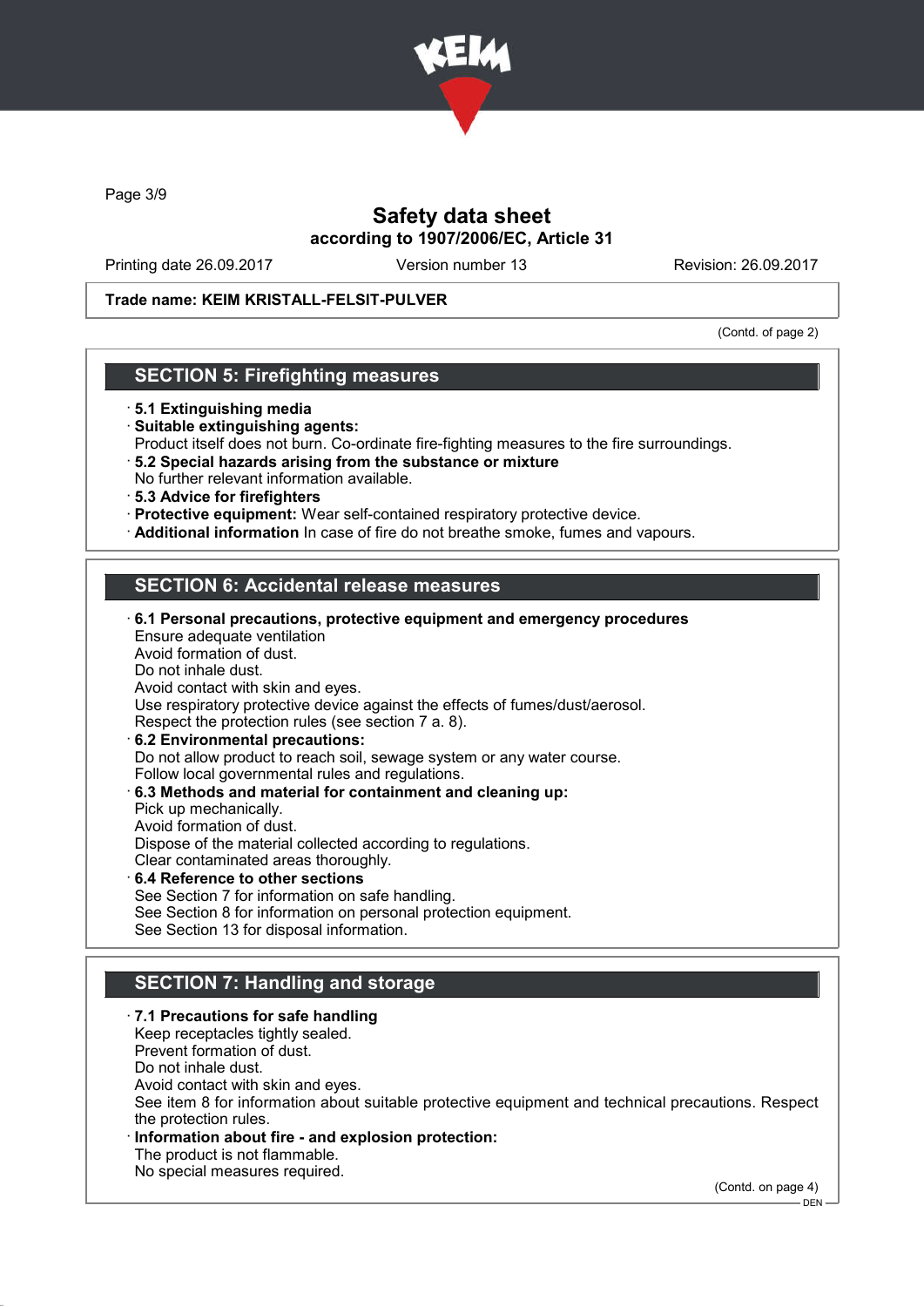Trade name: KEIM KRISTALL-FELSIT-PULVER

(Contd. of page 2)

## SECTION 5: Firefighting measures

- **5.1 Extinguishing media**
- **Suitable extinguishing agents:**
  Product itself does not burn. Co-ordinate fire-fighting measures to the fire surroundings.
- **5.2 Special hazards arising from the substance or mixture**
  No further relevant information available.
- **5.3 Advice for firefighters**
- **Protective equipment:** Wear self-contained respiratory protective device.
- **Additional information** In case of fire do not breathe smoke, fumes and vapours.

## SECTION 6: Accidental release measures

- **6.1 Personal precautions, protective equipment and emergency procedures**
  Ensure adequate ventilation
  Avoid formation of dust.
  Do not inhale dust.
  Avoid contact with skin and eyes.
  Use respiratory protective device against the effects of fumes/dust/aerosol.
  Respect the protection rules (see section 7 a. 8).
- **6.2 Environmental precautions:**
  Do not allow product to reach soil, sewage system or any water course.
  Follow local governmental rules and regulations.
- **6.3 Methods and material for containment and cleaning up:**
  Pick up mechanically.
  Avoid formation of dust.
  Dispose of the material collected according to regulations.
  Clear contaminated areas thoroughly.
- **6.4 Reference to other sections**
  See Section 7 for information on safe handling.
  See Section 8 for information on personal protection equipment.
  See Section 13 for disposal information.

## SECTION 7: Handling and storage

- **7.1 Precautions for safe handling**
  Keep receptacles tightly sealed.
  Prevent formation of dust.
  Do not inhale dust.
  Avoid contact with skin and eyes.
  See item 8 for information about suitable protective equipment and technical precautions. Respect the protection rules.
- **Information about fire - and explosion protection:**
  The product is not flammable.
  No special measures required.

(Contd. on page 4)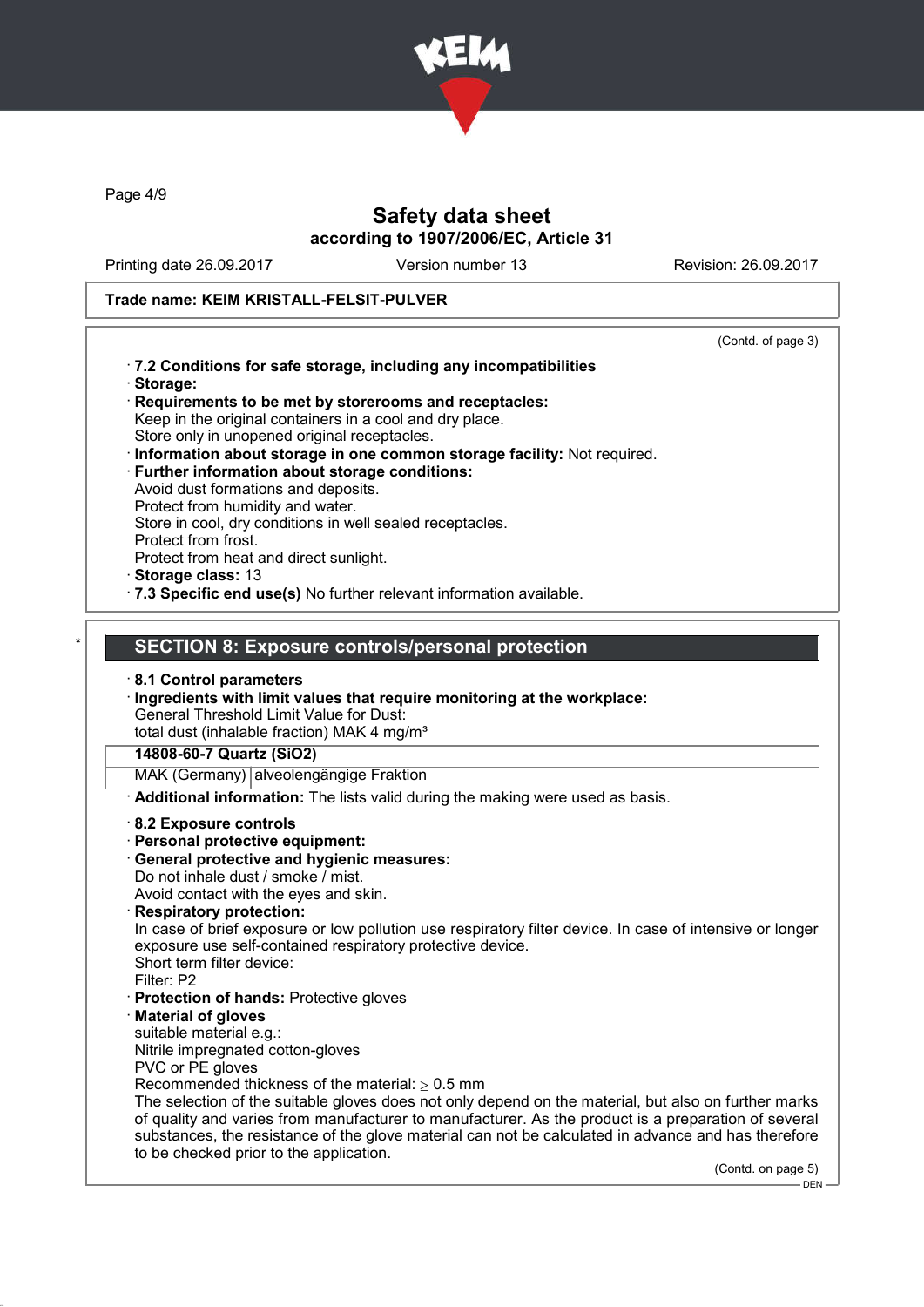Trade name: KEIM KRISTALL-FELSIT-PULVER

(Contd. of page 3)

· **7.2 Conditions for safe storage, including any incompatibilities**
· **Storage:**
· **Requirements to be met by storerooms and receptacles:**
Keep in the original containers in a cool and dry place.
Store only in unopened original receptacles.
· **Information about storage in one common storage facility:** Not required.
· **Further information about storage conditions:**
Avoid dust formations and deposits.
Protect from humidity and water.
Store in cool, dry conditions in well sealed receptacles.
Protect from frost.
Protect from heat and direct sunlight.
· **Storage class:** 13
· **7.3 Specific end use(s)** No further relevant information available.

\*

## SECTION 8: Exposure controls/personal protection

· **8.1 Control parameters**
· **Ingredients with limit values that require monitoring at the workplace:**
General Threshold Limit Value for Dust:
total dust (inhalable fraction) MAK 4 mg/m³

| **14808-60-7 Quartz (SiO2)** | |
|---|---|
| MAK (Germany) | alveolengängige Fraktion |

· **Additional information:** The lists valid during the making were used as basis.

· **8.2 Exposure controls**
· **Personal protective equipment:**
· **General protective and hygienic measures:**
Do not inhale dust / smoke / mist.
Avoid contact with the eyes and skin.
· **Respiratory protection:**
In case of brief exposure or low pollution use respiratory filter device. In case of intensive or longer exposure use self-contained respiratory protective device.
Short term filter device:
Filter: P2
· **Protection of hands:** Protective gloves
· **Material of gloves**
suitable material e.g.:
Nitrile impregnated cotton-gloves
PVC or PE gloves
Recommended thickness of the material: $\geq$ 0.5 mm
The selection of the suitable gloves does not only depend on the material, but also on further marks of quality and varies from manufacturer to manufacturer. As the product is a preparation of several substances, the resistance of the glove material can not be calculated in advance and has therefore to be checked prior to the application.

(Contd. on page 5)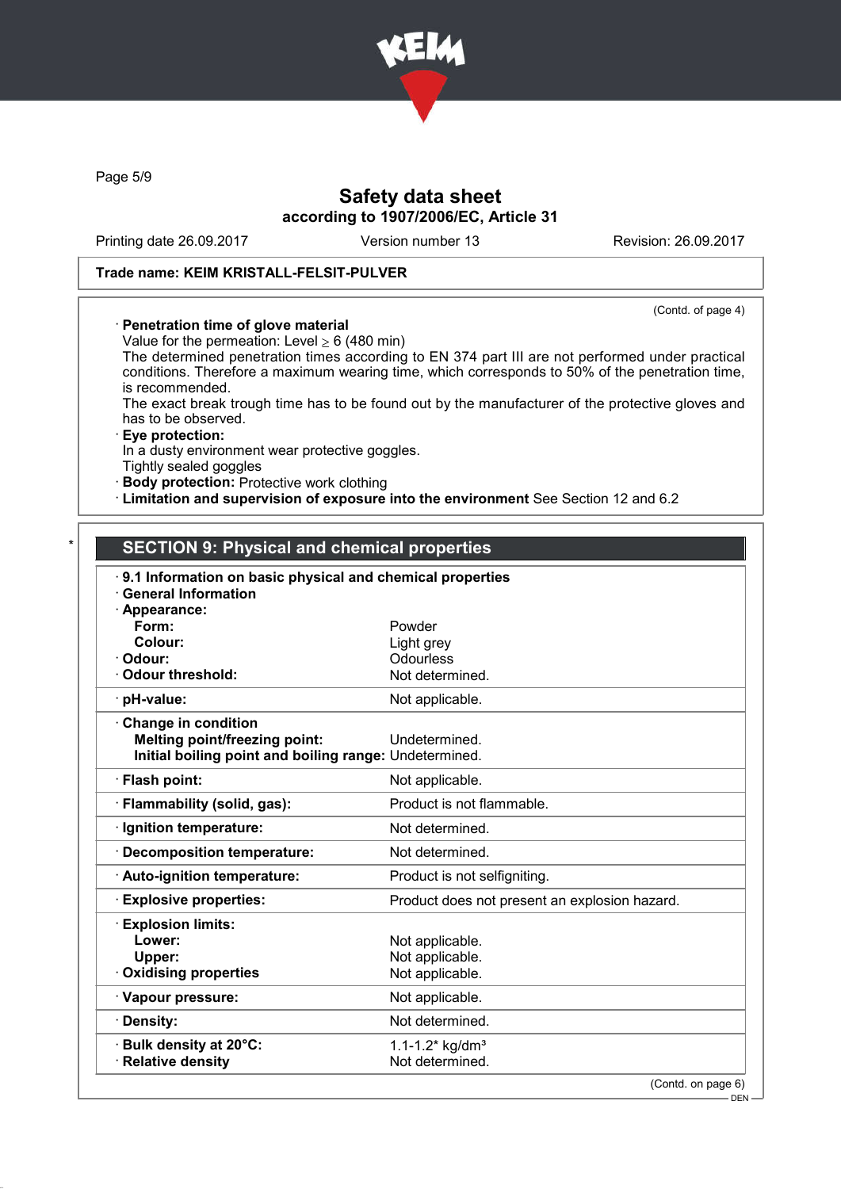Trade name: KEIM KRISTALL-FELSIT-PULVER

(Contd. of page 4)

· **Penetration time of glove material**
Value for the permeation: Level ≥ 6 (480 min)
The determined penetration times according to EN 374 part III are not performed under practical conditions. Therefore a maximum wearing time, which corresponds to 50% of the penetration time, is recommended.
The exact break trough time has to be found out by the manufacturer of the protective gloves and has to be observed.

· **Eye protection:**
In a dusty environment wear protective goggles.
Tightly sealed goggles

· **Body protection:** Protective work clothing

· **Limitation and supervision of exposure into the environment** See Section 12 and 6.2

## SECTION 9: Physical and chemical properties

· **9.1 Information on basic physical and chemical properties**
· **General Information**
· **Appearance:**

| | |
|---|---|
| **Form:** | Powder |
| **Colour:** | Light grey |
| · **Odour:** | Odourless |
| · **Odour threshold:** | Not determined. |
| · **pH-value:** | Not applicable. |
| · **Change in condition** | |
| **Melting point/freezing point:** | Undetermined. |
| **Initial boiling point and boiling range:** | Undetermined. |
| · **Flash point:** | Not applicable. |
| · **Flammability (solid, gas):** | Product is not flammable. |
| · **Ignition temperature:** | Not determined. |
| · **Decomposition temperature:** | Not determined. |
| · **Auto-ignition temperature:** | Product is not selfigniting. |
| · **Explosive properties:** | Product does not present an explosion hazard. |
| · **Explosion limits:** | |
| **Lower:** | Not applicable. |
| **Upper:** | Not applicable. |
| · **Oxidising properties** | Not applicable. |
| · **Vapour pressure:** | Not applicable. |
| · **Density:** | Not determined. |
| · **Bulk density at 20°C:** | 1.1-1.2* kg/dm³ |
| · **Relative density** | Not determined. |

(Contd. on page 6)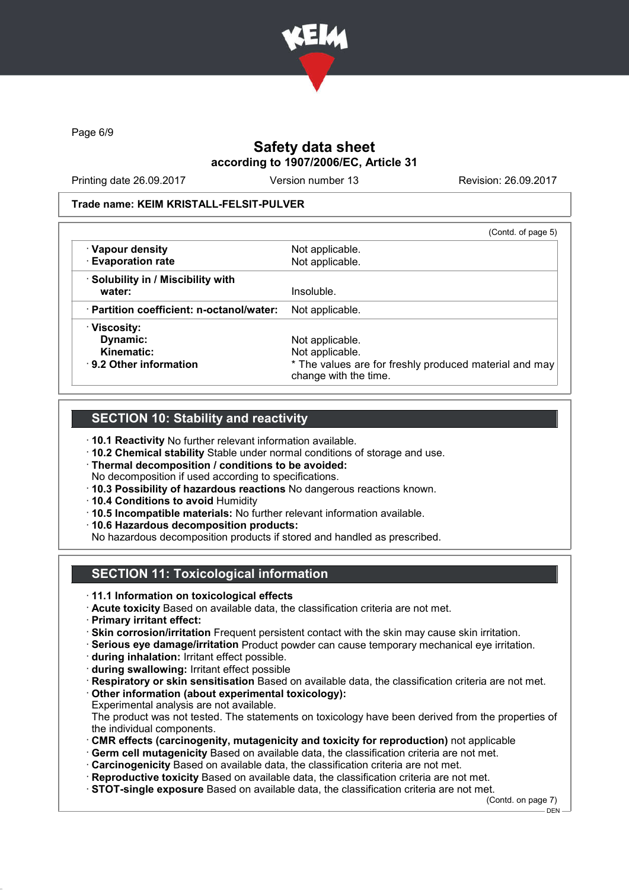Trade name: KEIM KRISTALL-FELSIT-PULVER

(Contd. of page 5)

| | |
|---|---|
| · **Vapour density** | Not applicable. |
| · **Evaporation rate** | Not applicable. |
| · **Solubility in / Miscibility with water:** | Insoluble. |
| · **Partition coefficient: n-octanol/water:** | Not applicable. |
| · **Viscosity:** | |
| **Dynamic:** | Not applicable. |
| **Kinematic:** | Not applicable. |
| · **9.2 Other information** | * The values are for freshly produced material and may change with the time. |

## SECTION 10: Stability and reactivity

· **10.1 Reactivity** No further relevant information available.
· **10.2 Chemical stability** Stable under normal conditions of storage and use.
· **Thermal decomposition / conditions to be avoided:**
No decomposition if used according to specifications.
· **10.3 Possibility of hazardous reactions** No dangerous reactions known.
· **10.4 Conditions to avoid** Humidity
· **10.5 Incompatible materials:** No further relevant information available.
· **10.6 Hazardous decomposition products:**
No hazardous decomposition products if stored and handled as prescribed.

## SECTION 11: Toxicological information

· **11.1 Information on toxicological effects**
· **Acute toxicity** Based on available data, the classification criteria are not met.
· **Primary irritant effect:**
· **Skin corrosion/irritation** Frequent persistent contact with the skin may cause skin irritation.
· **Serious eye damage/irritation** Product powder can cause temporary mechanical eye irritation.
· **during inhalation:** Irritant effect possible.
· **during swallowing:** Irritant effect possible
· **Respiratory or skin sensitisation** Based on available data, the classification criteria are not met.
· **Other information (about experimental toxicology):**
Experimental analysis are not available.
The product was not tested. The statements on toxicology have been derived from the properties of the individual components.
· **CMR effects (carcinogenity, mutagenicity and toxicity for reproduction)** not applicable
· **Germ cell mutagenicity** Based on available data, the classification criteria are not met.
· **Carcinogenicity** Based on available data, the classification criteria are not met.
· **Reproductive toxicity** Based on available data, the classification criteria are not met.
· **STOT-single exposure** Based on available data, the classification criteria are not met.

(Contd. on page 7)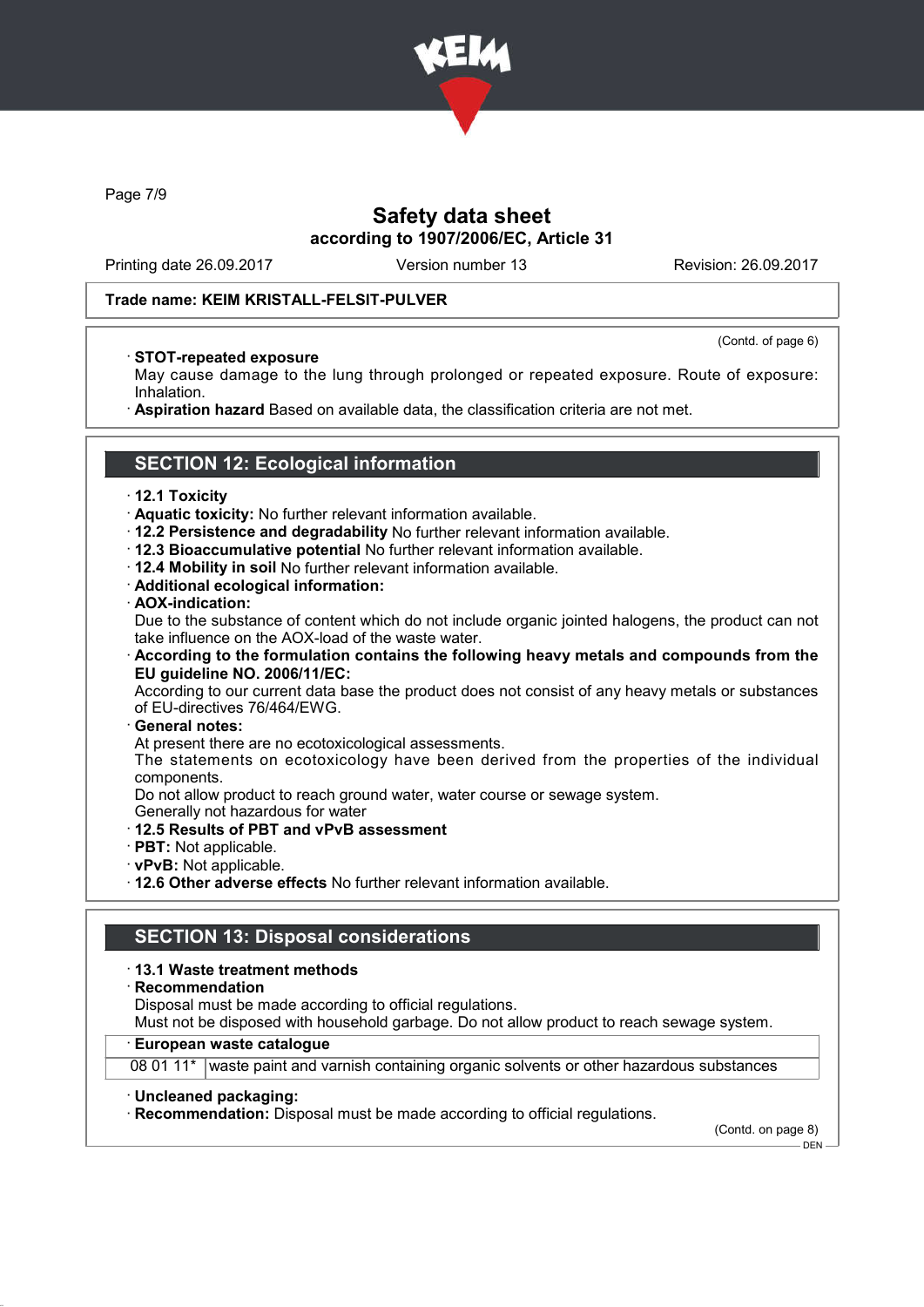Safety data sheet
according to 1907/2006/EC, Article 31

Printing date 26.09.2017 Version number 13 Revision: 26.09.2017

**Trade name: KEIM KRISTALL-FELSIT-PULVER**

(Contd. of page 6)

· **STOT-repeated exposure**
May cause damage to the lung through prolonged or repeated exposure. Route of exposure: Inhalation.
· **Aspiration hazard** Based on available data, the classification criteria are not met.

## SECTION 12: Ecological information

· **12.1 Toxicity**
· **Aquatic toxicity:** No further relevant information available.
· **12.2 Persistence and degradability** No further relevant information available.
· **12.3 Bioaccumulative potential** No further relevant information available.
· **12.4 Mobility in soil** No further relevant information available.
· **Additional ecological information:**
· **AOX-indication:**
Due to the substance of content which do not include organic jointed halogens, the product can not take influence on the AOX-load of the waste water.
· **According to the formulation contains the following heavy metals and compounds from the EU guideline NO. 2006/11/EC:**
According to our current data base the product does not consist of any heavy metals or substances of EU-directives 76/464/EWG.
· **General notes:**
At present there are no ecotoxicological assessments.
The statements on ecotoxicology have been derived from the properties of the individual components.
Do not allow product to reach ground water, water course or sewage system.
Generally not hazardous for water
· **12.5 Results of PBT and vPvB assessment**
· **PBT:** Not applicable.
· **vPvB:** Not applicable.
· **12.6 Other adverse effects** No further relevant information available.

## SECTION 13: Disposal considerations

· **13.1 Waste treatment methods**
· **Recommendation**
Disposal must be made according to official regulations.
Must not be disposed with household garbage. Do not allow product to reach sewage system.

| · **European waste catalogue** | |
|---|---|
| 08 01 11* | waste paint and varnish containing organic solvents or other hazardous substances |

· **Uncleaned packaging:**
· **Recommendation:** Disposal must be made according to official regulations.

(Contd. on page 8)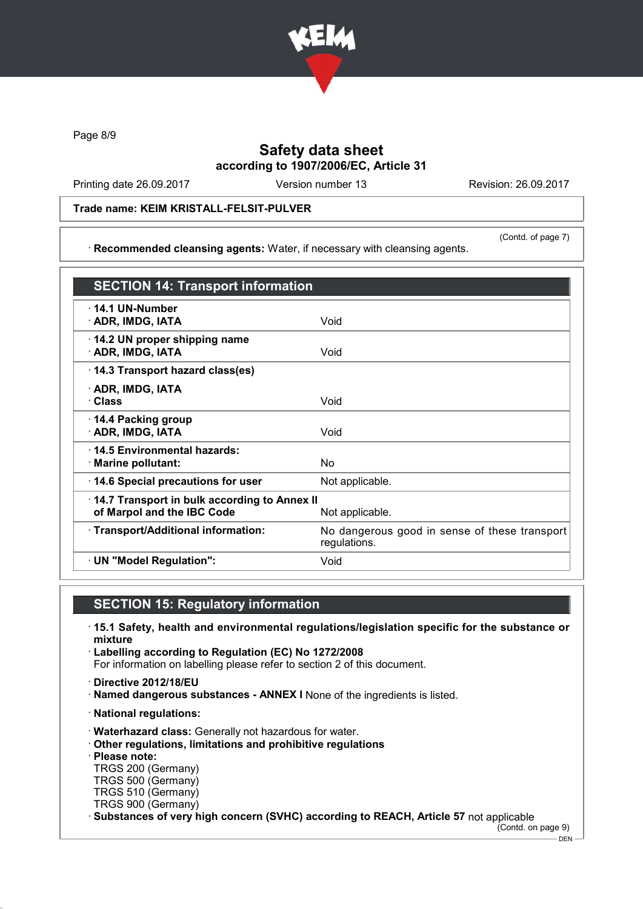Safety data sheet
according to 1907/2006/EC, Article 31

Printing date 26.09.2017 | Version number 13 | Revision: 26.09.2017

**Trade name: KEIM KRISTALL-FELSIT-PULVER**

(Contd. of page 7)

· **Recommended cleansing agents:** Water, if necessary with cleansing agents.

## SECTION 14: Transport information

| | |
|---|---|
| · **14.1 UN-Number**<br>· **ADR, IMDG, IATA** | Void |
| · **14.2 UN proper shipping name**<br>· **ADR, IMDG, IATA** | Void |
| · **14.3 Transport hazard class(es)**<br>· **ADR, IMDG, IATA**<br>· **Class** | Void |
| · **14.4 Packing group**<br>· **ADR, IMDG, IATA** | Void |
| · **14.5 Environmental hazards:**<br>· **Marine pollutant:** | No |
| · **14.6 Special precautions for user** | Not applicable. |
| · **14.7 Transport in bulk according to Annex II of Marpol and the IBC Code** | Not applicable. |
| · **Transport/Additional information:** | No dangerous good in sense of these transport regulations. |
| · **UN "Model Regulation":** | Void |

## SECTION 15: Regulatory information

· **15.1 Safety, health and environmental regulations/legislation specific for the substance or mixture**

· **Labelling according to Regulation (EC) No 1272/2008**
For information on labelling please refer to section 2 of this document.

· **Directive 2012/18/EU**
· **Named dangerous substances - ANNEX I** None of the ingredients is listed.

· **National regulations:**

· **Waterhazard class:** Generally not hazardous for water.
· **Other regulations, limitations and prohibitive regulations**
· **Please note:**
TRGS 200 (Germany)
TRGS 500 (Germany)
TRGS 510 (Germany)
TRGS 900 (Germany)
· **Substances of very high concern (SVHC) according to REACH, Article 57** not applicable

(Contd. on page 9)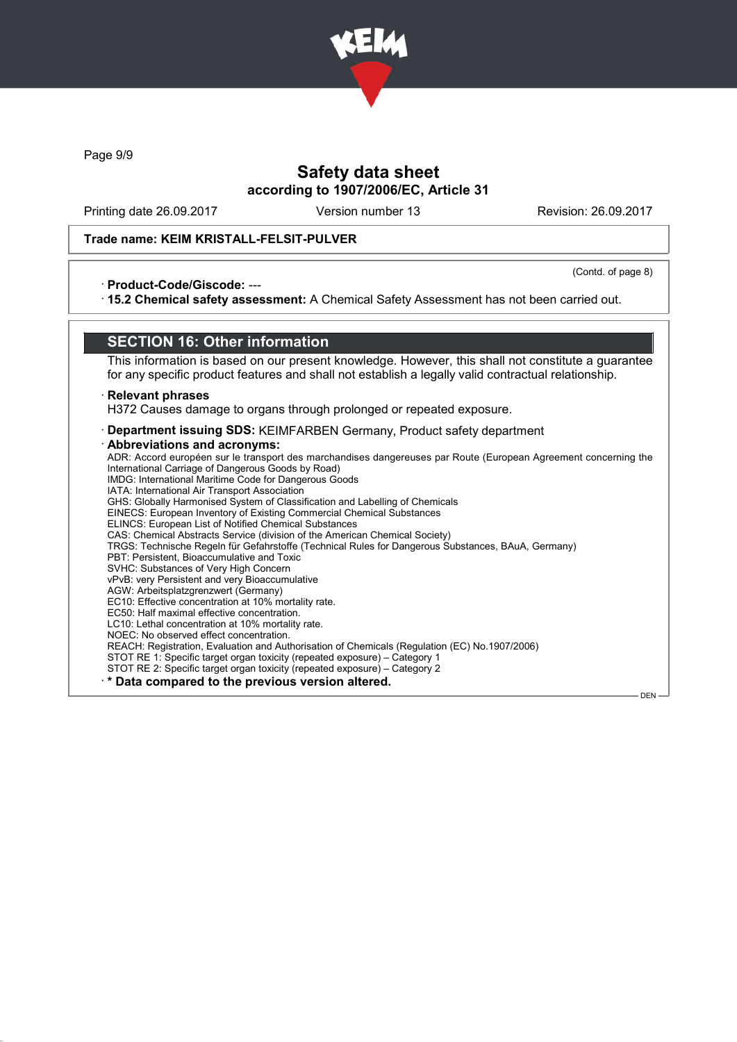# Safety data sheet
according to 1907/2006/EC, Article 31

Printing date 26.09.2017 Version number 13 Revision: 26.09.2017

**Trade name: KEIM KRISTALL-FELSIT-PULVER**

(Contd. of page 8)

· **Product-Code/Giscode:** ---

· **15.2 Chemical safety assessment:** A Chemical Safety Assessment has not been carried out.

## SECTION 16: Other information

This information is based on our present knowledge. However, this shall not constitute a guarantee for any specific product features and shall not establish a legally valid contractual relationship.

· **Relevant phrases**

H372 Causes damage to organs through prolonged or repeated exposure.

· **Department issuing SDS:** KEIMFARBEN Germany, Product safety department

· **Abbreviations and acronyms:**

ADR: Accord européen sur le transport des marchandises dangereuses par Route (European Agreement concerning the International Carriage of Dangerous Goods by Road)
IMDG: International Maritime Code for Dangerous Goods
IATA: International Air Transport Association
GHS: Globally Harmonised System of Classification and Labelling of Chemicals
EINECS: European Inventory of Existing Commercial Chemical Substances
ELINCS: European List of Notified Chemical Substances
CAS: Chemical Abstracts Service (division of the American Chemical Society)
TRGS: Technische Regeln für Gefahrstoffe (Technical Rules for Dangerous Substances, BAuA, Germany)
PBT: Persistent, Bioaccumulative and Toxic
SVHC: Substances of Very High Concern
vPvB: very Persistent and very Bioaccumulative
AGW: Arbeitsplatzgrenzwert (Germany)
EC10: Effective concentration at 10% mortality rate.
EC50: Half maximal effective concentration.
LC10: Lethal concentration at 10% mortality rate.
NOEC: No observed effect concentration.
REACH: Registration, Evaluation and Authorisation of Chemicals (Regulation (EC) No.1907/2006)
STOT RE 1: Specific target organ toxicity (repeated exposure) – Category 1
STOT RE 2: Specific target organ toxicity (repeated exposure) – Category 2

· *** Data compared to the previous version altered.**

DEN